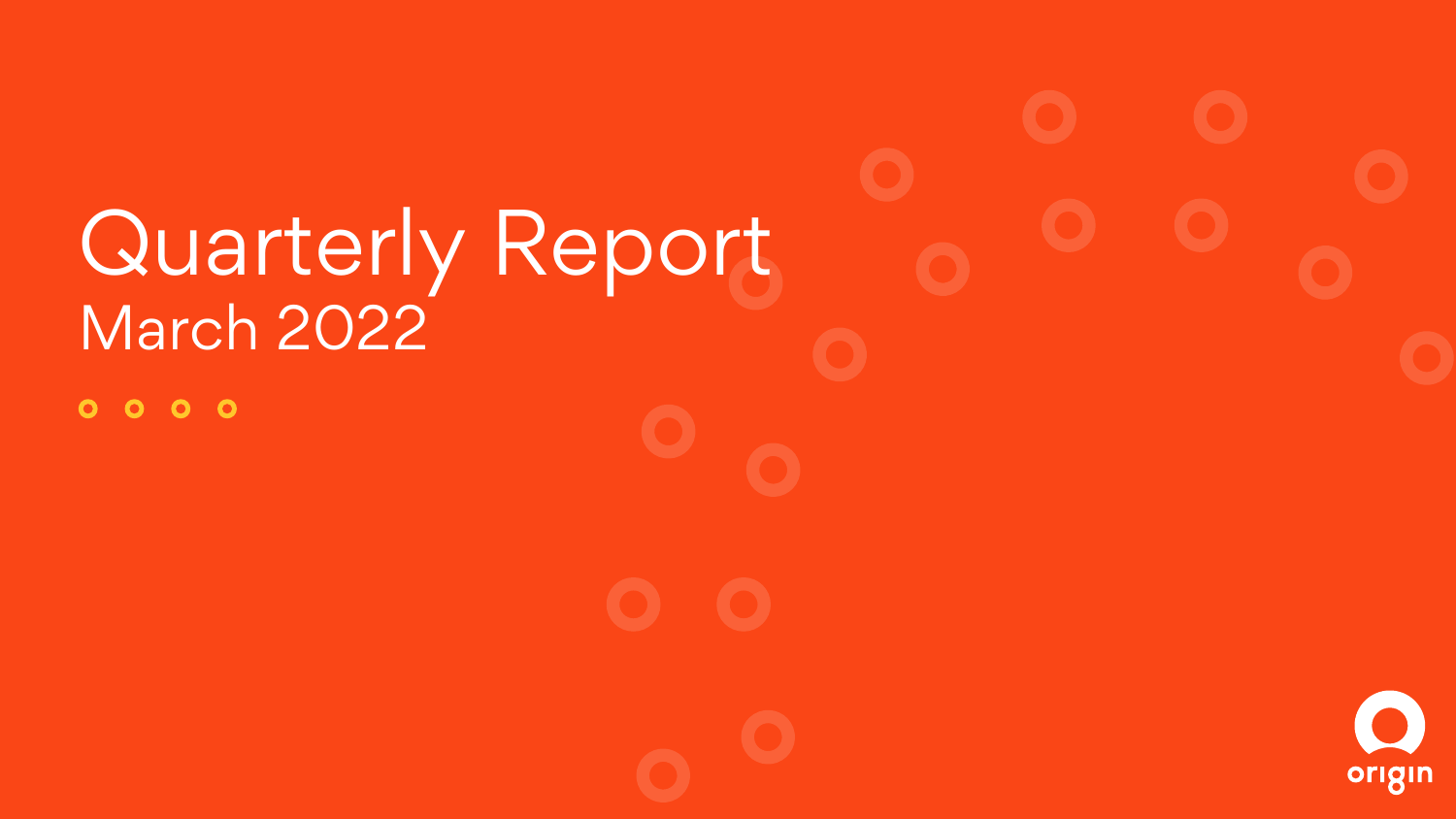# Quarterly Report

## March 2022

origin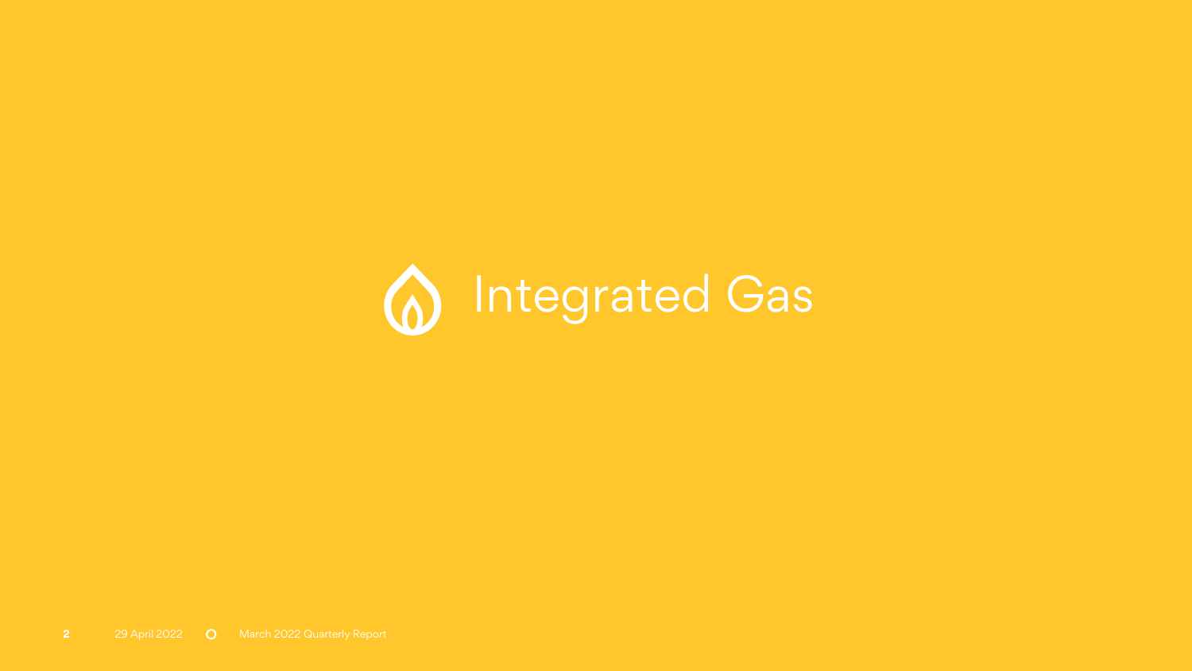# Integrated Gas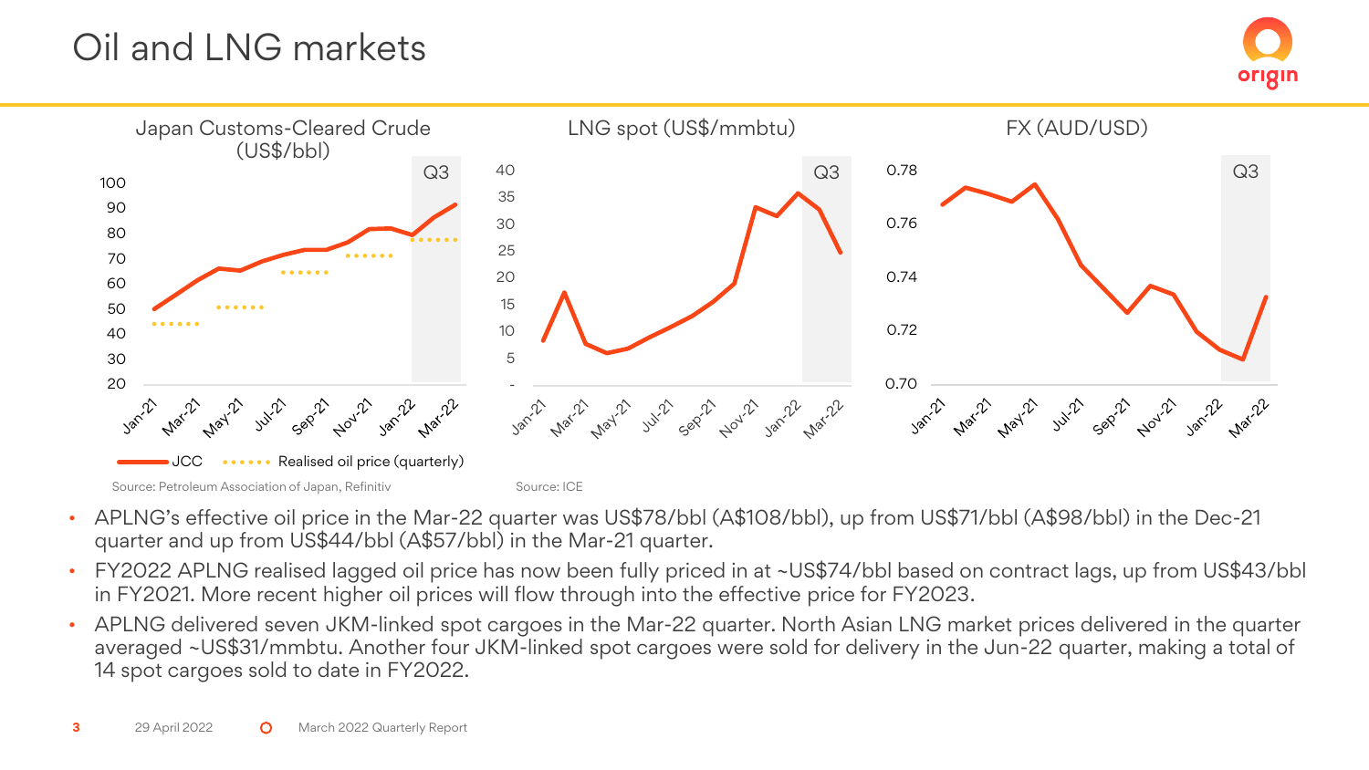# Oil and LNG markets

Japan Customs-Cleared Crude (US$/bbl)

JCC · Realised oil price (quarterly)

Source: Petroleum Association of Japan, Refinitiv

LNG spot (US$/mmbtu)

Source: ICE

FX (AUD/USD)

- APLNG's effective oil price in the Mar-22 quarter was US$78/bbl (A$108/bbl), up from US$71/bbl (A$98/bbl) in the Dec-21 quarter and up from US$44/bbl (A$57/bbl) in the Mar-21 quarter.
- FY2022 APLNG realised lagged oil price has now been fully priced in at ~US$74/bbl based on contract lags, up from US$43/bbl in FY2021. More recent higher oil prices will flow through into the effective price for FY2023.
- APLNG delivered seven JKM-linked spot cargoes in the Mar-22 quarter. North Asian LNG market prices delivered in the quarter averaged ~US$31/mmbtu. Another four JKM-linked spot cargoes were sold for delivery in the Jun-22 quarter, making a total of 14 spot cargoes sold to date in FY2022.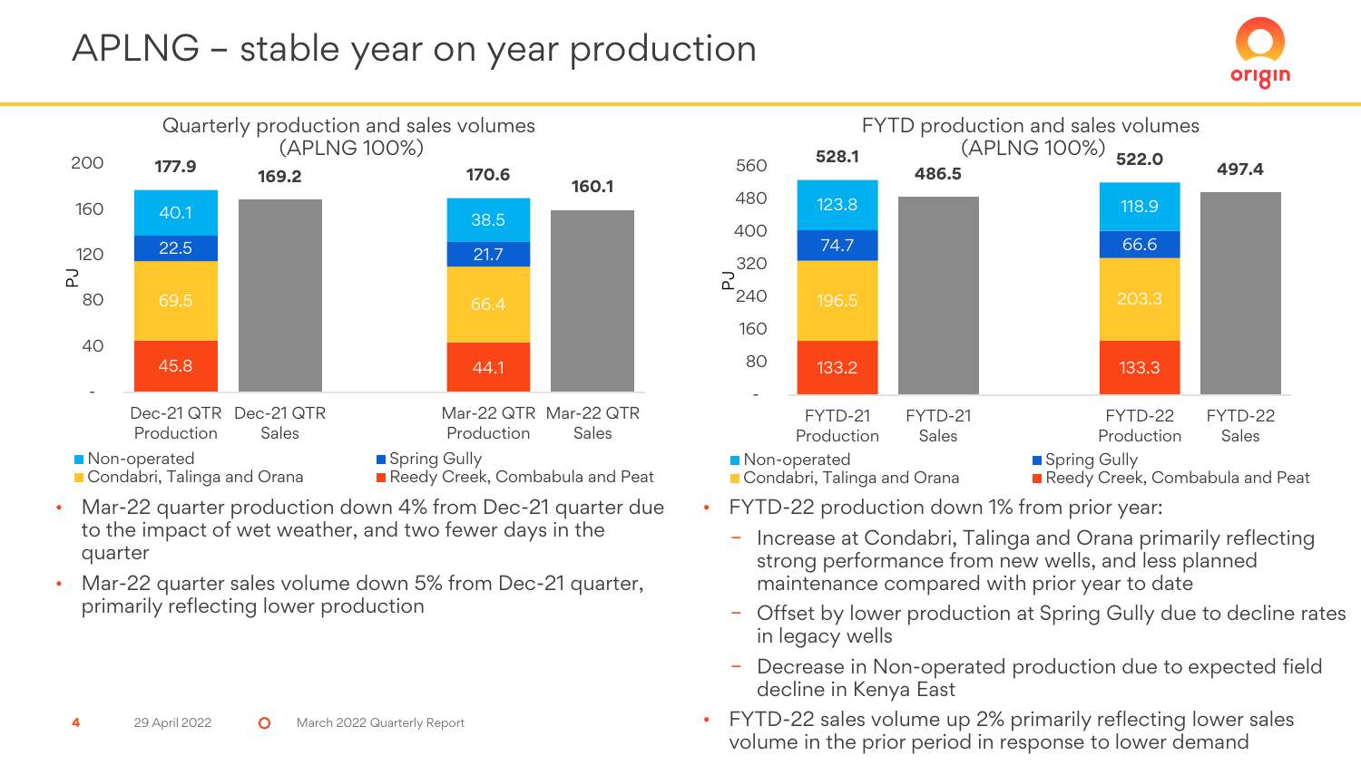# APLNG – stable year on year production

## Quarterly production and sales volumes (APLNG 100%)

| PJ | Dec-21 QTR Production | Dec-21 QTR Sales | Mar-22 QTR Production | Mar-22 QTR Sales |
|---|---|---|---|---|
| Non-operated | 40.1 | | 38.5 | |
| Spring Gully | 22.5 | | 21.7 | |
| Condabri, Talinga and Orana | 69.5 | | 66.4 | |
| Reedy Creek, Combabula and Peat | 45.8 | | 44.1 | |
| **Total** | **177.9** | **169.2** | **170.6** | **160.1** |

- Mar-22 quarter production down 4% from Dec-21 quarter due to the impact of wet weather, and two fewer days in the quarter
- Mar-22 quarter sales volume down 5% from Dec-21 quarter, primarily reflecting lower production

## FYTD production and sales volumes (APLNG 100%)

| PJ | FYTD-21 Production | FYTD-21 Sales | FYTD-22 Production | FYTD-22 Sales |
|---|---|---|---|---|
| Non-operated | 123.8 | | 118.9 | |
| Spring Gully | 74.7 | | 66.6 | |
| Condabri, Talinga and Orana | 196.5 | | 203.3 | |
| Reedy Creek, Combabula and Peat | 133.2 | | 133.3 | |
| **Total** | **528.1** | **486.5** | **522.0** | **497.4** |

- FYTD-22 production down 1% from prior year:
  - Increase at Condabri, Talinga and Orana primarily reflecting strong performance from new wells, and less planned maintenance compared with prior year to date
  - Offset by lower production at Spring Gully due to decline rates in legacy wells
  - Decrease in Non-operated production due to expected field decline in Kenya East
- FYTD-22 sales volume up 2% primarily reflecting lower sales volume in the prior period in response to lower demand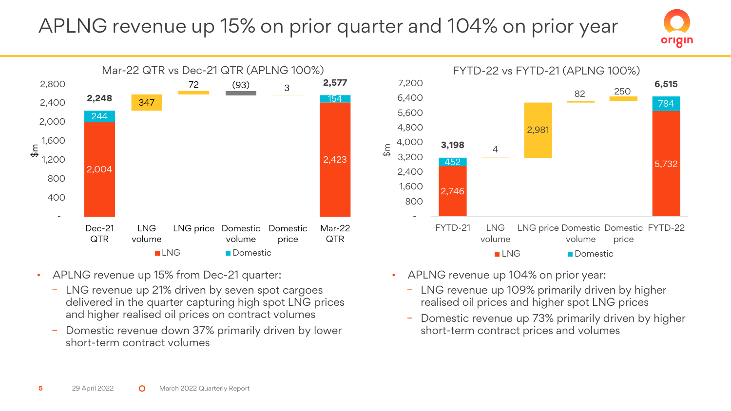# APLNG revenue up 15% on prior quarter and 104% on prior year

**Mar-22 QTR vs Dec-21 QTR (APLNG 100%)**

| ($m) | Dec-21 QTR | LNG volume | LNG price | Domestic volume | Domestic price | Mar-22 QTR |
|---|---|---|---|---|---|---|
| LNG | 2,004 | | | | | 2,423 |
| Domestic | 244 | | | | | 154 |
| Total / Change | 2,248 | 347 | 72 | (93) | 3 | 2,577 |

**FYTD-22 vs FYTD-21 (APLNG 100%)**

| ($m) | FYTD-21 | LNG volume | LNG price | Domestic volume | Domestic price | FYTD-22 |
|---|---|---|---|---|---|---|
| LNG | 2,746 | | | | | 5,732 |
| Domestic | 452 | | | | | 784 |
| Total / Change | 3,198 | 4 | 2,981 | 82 | 250 | 6,515 |

- APLNG revenue up 15% from Dec-21 quarter:
  - LNG revenue up 21% driven by seven spot cargoes delivered in the quarter capturing high spot LNG prices and higher realised oil prices on contract volumes
  - Domestic revenue down 37% primarily driven by lower short-term contract volumes

- APLNG revenue up 104% on prior year:
  - LNG revenue up 109% primarily driven by higher realised oil prices and higher spot LNG prices
  - Domestic revenue up 73% primarily driven by higher short-term contract prices and volumes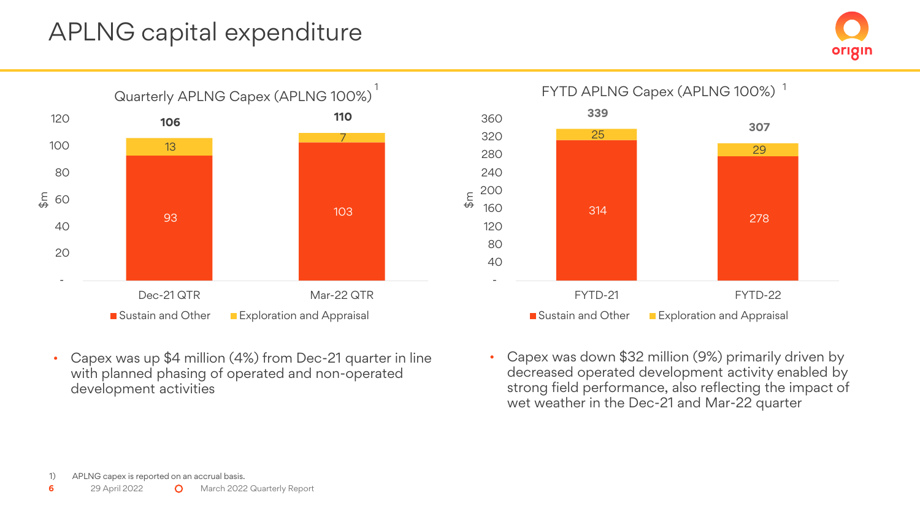# APLNG capital expenditure

**Quarterly APLNG Capex (APLNG 100%)[1]**

| $m | Dec-21 QTR | Mar-22 QTR |
|---|---|---|
| Sustain and Other | 93 | 103 |
| Exploration and Appraisal | 13 | 7 |
| **Total** | **106** | **110** |

- Capex was up $4 million (4%) from Dec-21 quarter in line with planned phasing of operated and non-operated development activities

**FYTD APLNG Capex (APLNG 100%)[1]**

| $m | FYTD-21 | FYTD-22 |
|---|---|---|
| Sustain and Other | 314 | 278 |
| Exploration and Appraisal | 25 | 29 |
| **Total** | **339** | **307** |

- Capex was down $32 million (9%) primarily driven by decreased operated development activity enabled by strong field performance, also reflecting the impact of wet weather in the Dec-21 and Mar-22 quarter

1) APLNG capex is reported on an accrual basis.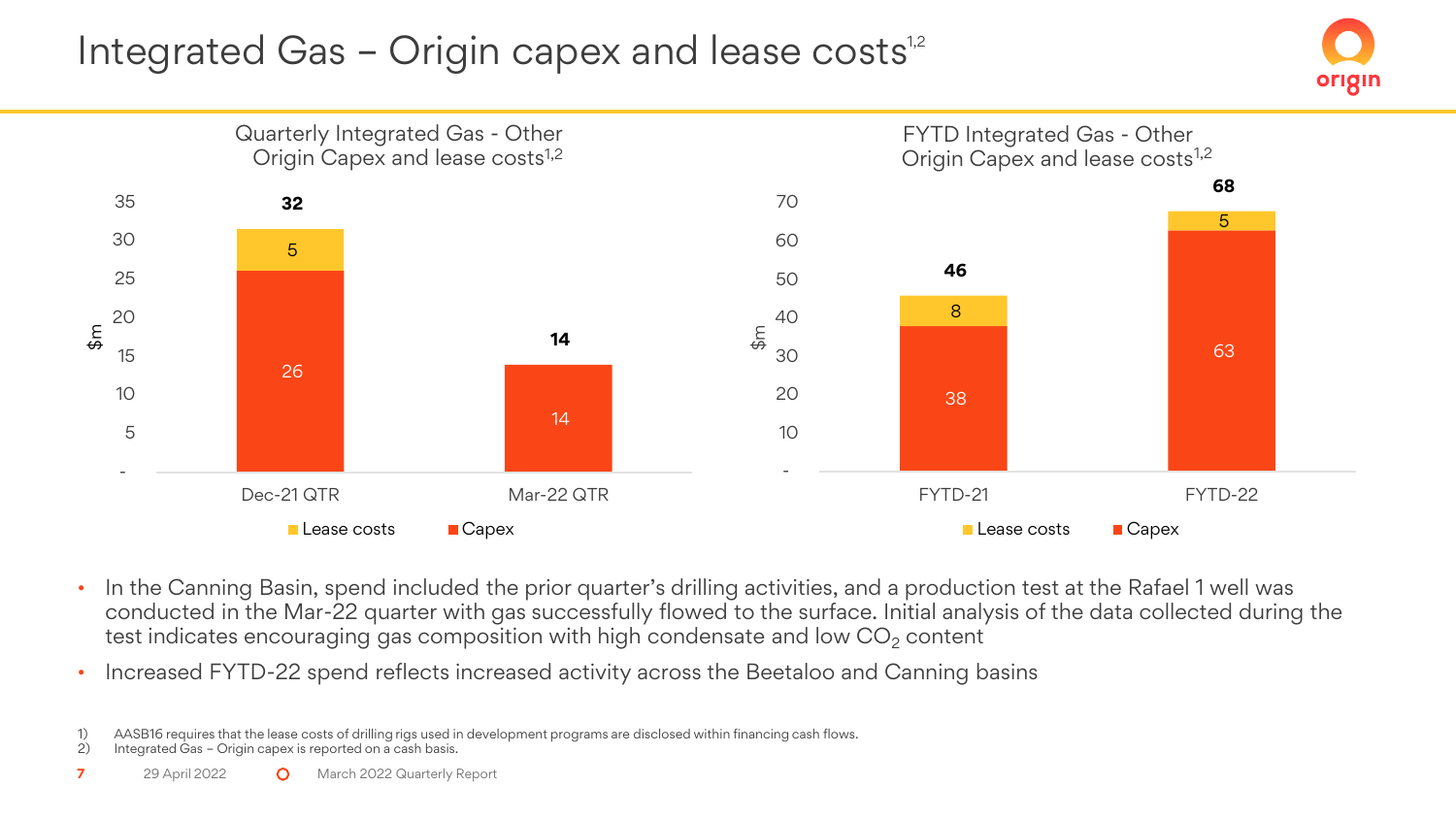# Integrated Gas – Origin capex and lease costs[1,2]

### Quarterly Integrated Gas - Other Origin Capex and lease costs[1,2]

| $m | Dec-21 QTR | Mar-22 QTR |
|---|---|---|
| Capex | 26 | 14 |
| Lease costs | 5 | |
| Total | 32 | 14 |

### FYTD Integrated Gas - Other Origin Capex and lease costs[1,2]

| $m | FYTD-21 | FYTD-22 |
|---|---|---|
| Capex | 38 | 63 |
| Lease costs | 8 | 5 |
| Total | 46 | 68 |

- In the Canning Basin, spend included the prior quarter's drilling activities, and a production test at the Rafael 1 well was conducted in the Mar-22 quarter with gas successfully flowed to the surface. Initial analysis of the data collected during the test indicates encouraging gas composition with high condensate and low $CO_2$ content
- Increased FYTD-22 spend reflects increased activity across the Beetaloo and Canning basins

1) AASB16 requires that the lease costs of drilling rigs used in development programs are disclosed within financing cash flows.
2) Integrated Gas – Origin capex is reported on a cash basis.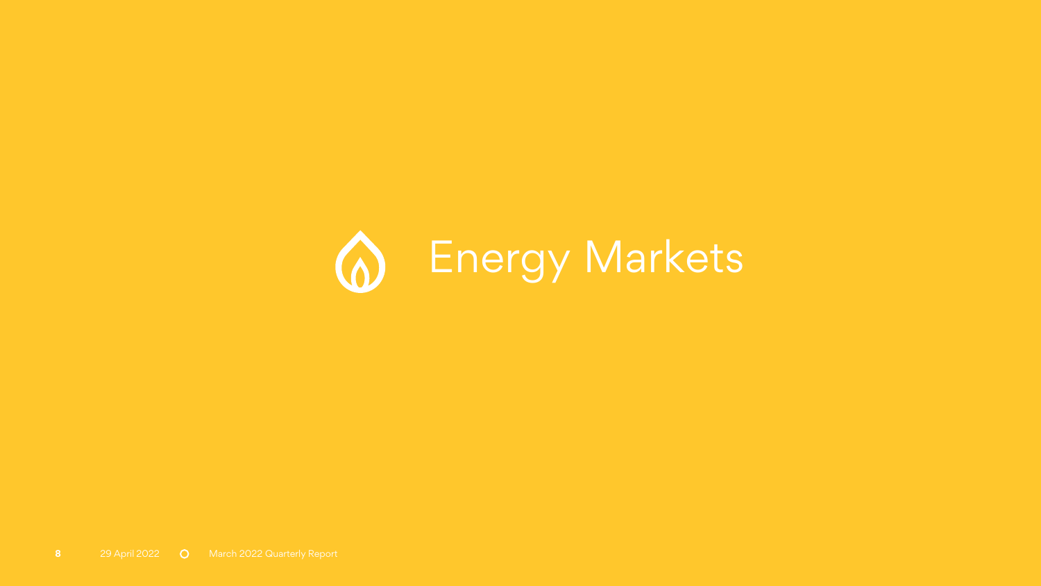# Energy Markets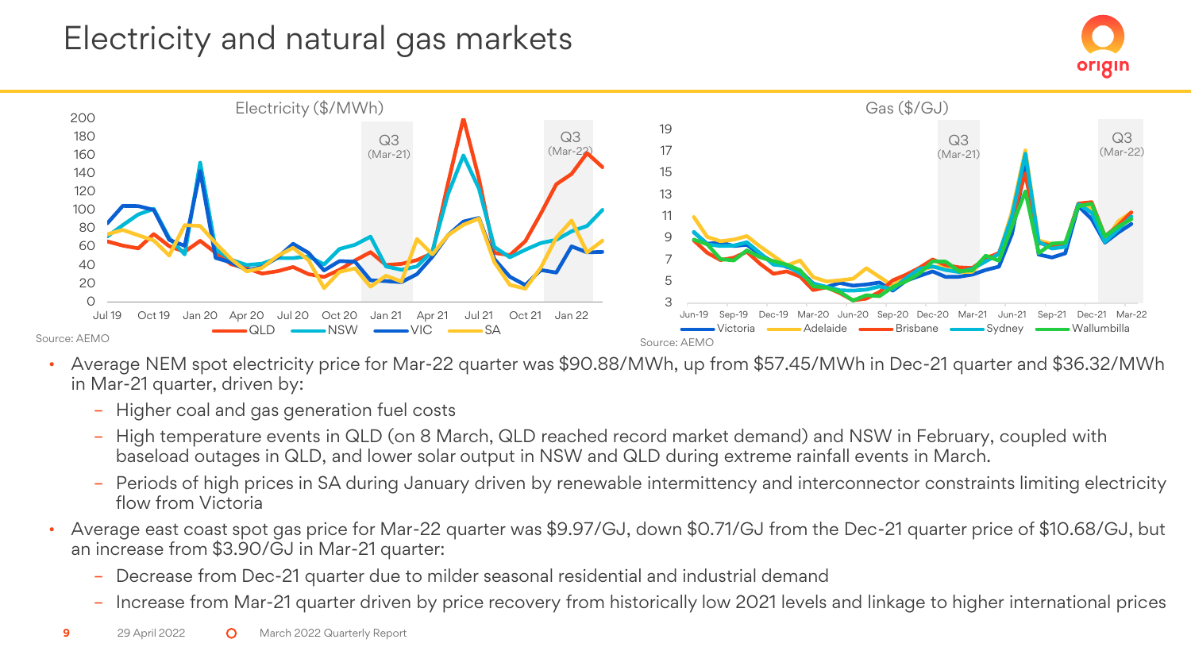# Electricity and natural gas markets

Electricity ($/MWh)

Source: AEMO

Gas ($/GJ)

Source: AEMO

- Average NEM spot electricity price for Mar-22 quarter was $90.88/MWh, up from $57.45/MWh in Dec-21 quarter and $36.32/MWh in Mar-21 quarter, driven by:
  - Higher coal and gas generation fuel costs
  - High temperature events in QLD (on 8 March, QLD reached record market demand) and NSW in February, coupled with baseload outages in QLD, and lower solar output in NSW and QLD during extreme rainfall events in March.
  - Periods of high prices in SA during January driven by renewable intermittency and interconnector constraints limiting electricity flow from Victoria
- Average east coast spot gas price for Mar-22 quarter was $9.97/GJ, down $0.71/GJ from the Dec-21 quarter price of $10.68/GJ, but an increase from $3.90/GJ in Mar-21 quarter:
  - Decrease from Dec-21 quarter due to milder seasonal residential and industrial demand
  - Increase from Mar-21 quarter driven by price recovery from historically low 2021 levels and linkage to higher international prices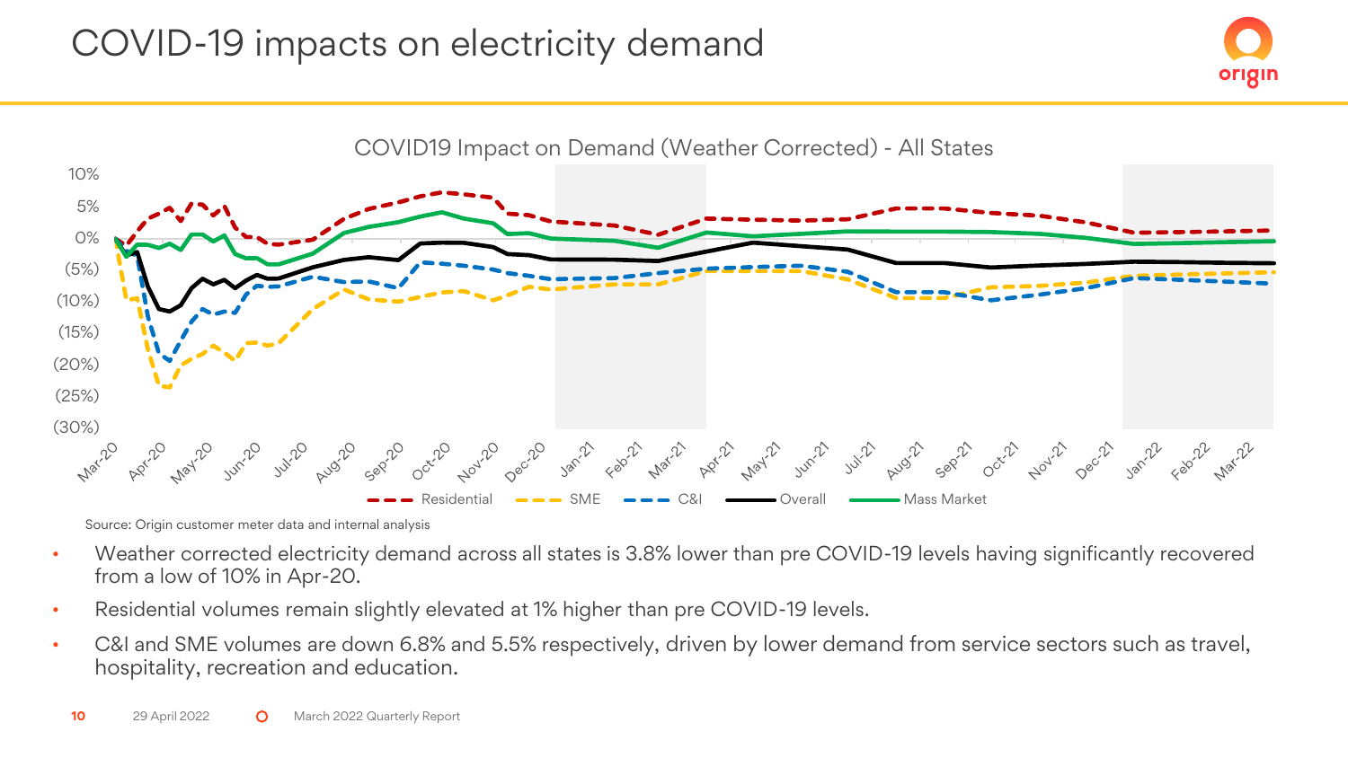# COVID-19 impacts on electricity demand

COVID19 Impact on Demand (Weather Corrected) - All States

Source: Origin customer meter data and internal analysis

- Weather corrected electricity demand across all states is 3.8% lower than pre COVID-19 levels having significantly recovered from a low of 10% in Apr-20.
- Residential volumes remain slightly elevated at 1% higher than pre COVID-19 levels.
- C&I and SME volumes are down 6.8% and 5.5% respectively, driven by lower demand from service sectors such as travel, hospitality, recreation and education.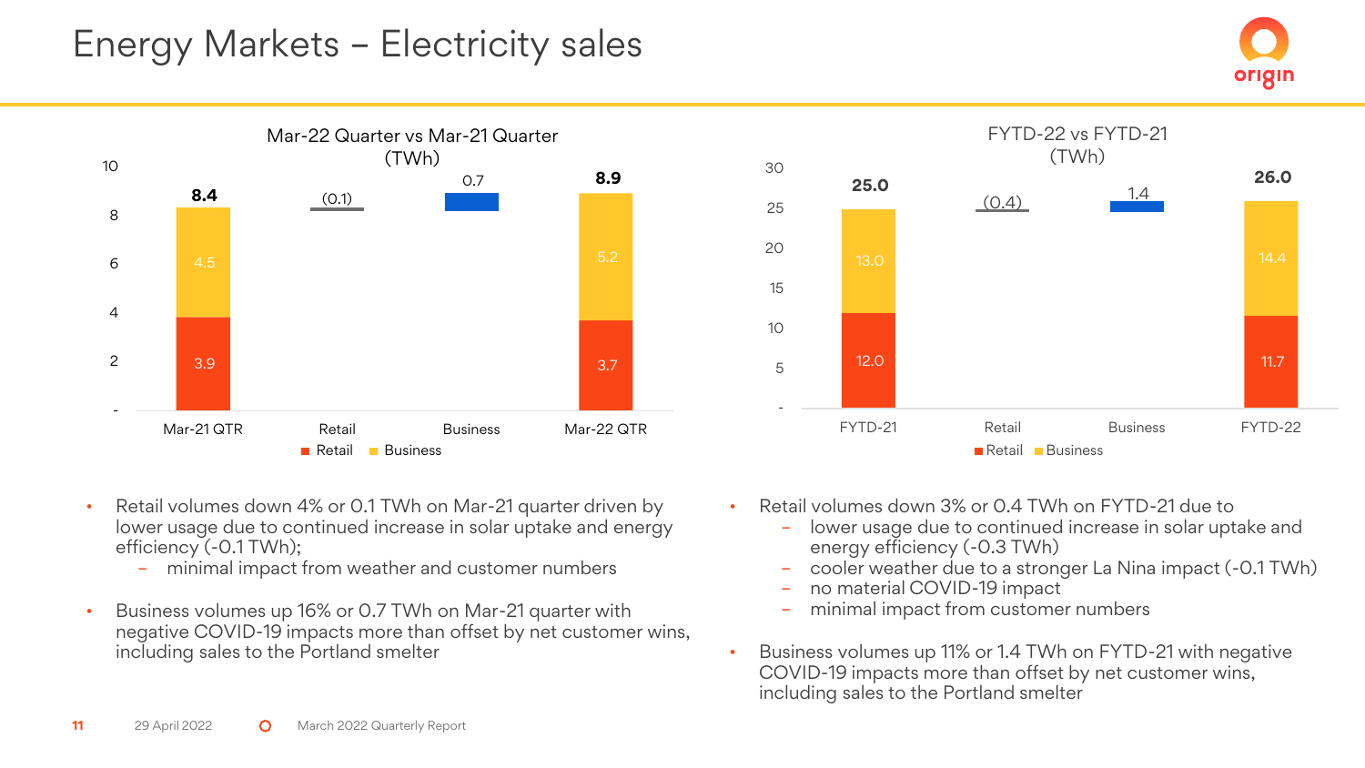# Energy Markets – Electricity sales

**Mar-22 Quarter vs Mar-21 Quarter (TWh)**

| | Mar-21 QTR | Retail | Business | Mar-22 QTR |
|---|---|---|---|---|
| Retail | 3.9 | | | 3.7 |
| Business | 4.5 | | | 5.2 |
| Total / Change | 8.4 | (0.1) | 0.7 | 8.9 |

**FYTD-22 vs FYTD-21 (TWh)**

| | FYTD-21 | Retail | Business | FYTD-22 |
|---|---|---|---|---|
| Retail | 12.0 | | | 11.7 |
| Business | 13.0 | | | 14.4 |
| Total / Change | 25.0 | (0.4) | 1.4 | 26.0 |

- Retail volumes down 4% or 0.1 TWh on Mar-21 quarter driven by lower usage due to continued increase in solar uptake and energy efficiency (-0.1 TWh);
  - minimal impact from weather and customer numbers
- Business volumes up 16% or 0.7 TWh on Mar-21 quarter with negative COVID-19 impacts more than offset by net customer wins, including sales to the Portland smelter

- Retail volumes down 3% or 0.4 TWh on FYTD-21 due to
  - lower usage due to continued increase in solar uptake and energy efficiency (-0.3 TWh)
  - cooler weather due to a stronger La Nina impact (-0.1 TWh)
  - no material COVID-19 impact
  - minimal impact from customer numbers
- Business volumes up 11% or 1.4 TWh on FYTD-21 with negative COVID-19 impacts more than offset by net customer wins, including sales to the Portland smelter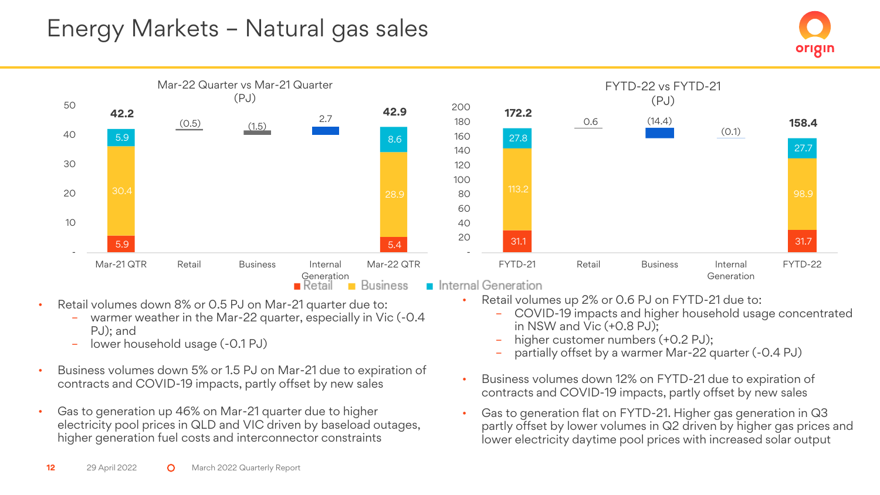# Energy Markets – Natural gas sales

## Mar-22 Quarter vs Mar-21 Quarter (PJ)

| | Mar-21 QTR | Retail | Business | Internal Generation | Mar-22 QTR |
|---|---|---|---|---|---|
| Retail | 5.9 | | | | 5.4 |
| Business | 30.4 | | | | 28.9 |
| Internal Generation | 5.9 | | | | 8.6 |
| Total / Change | 42.2 | (0.5) | (1.5) | 2.7 | 42.9 |

## FYTD-22 vs FYTD-21 (PJ)

| | FYTD-21 | Retail | Business | Internal Generation | FYTD-22 |
|---|---|---|---|---|---|
| Retail | 31.1 | | | | 31.7 |
| Business | 113.2 | | | | 98.9 |
| Internal Generation | 27.8 | | | | 27.7 |
| Total / Change | 172.2 | 0.6 | (14.4) | (0.1) | 158.4 |

- Retail volumes down 8% or 0.5 PJ on Mar-21 quarter due to:
  - warmer weather in the Mar-22 quarter, especially in Vic (-0.4 PJ); and
  - lower household usage (-0.1 PJ)
- Business volumes down 5% or 1.5 PJ on Mar-21 due to expiration of contracts and COVID-19 impacts, partly offset by new sales
- Gas to generation up 46% on Mar-21 quarter due to higher electricity pool prices in QLD and VIC driven by baseload outages, higher generation fuel costs and interconnector constraints

- Retail volumes up 2% or 0.6 PJ on FYTD-21 due to:
  - COVID-19 impacts and higher household usage concentrated in NSW and Vic (+0.8 PJ);
  - higher customer numbers (+0.2 PJ);
  - partially offset by a warmer Mar-22 quarter (-0.4 PJ)
- Business volumes down 12% on FYTD-21 due to expiration of contracts and COVID-19 impacts, partly offset by new sales
- Gas to generation flat on FYTD-21. Higher gas generation in Q3 partly offset by lower volumes in Q2 driven by higher gas prices and lower electricity daytime pool prices with increased solar output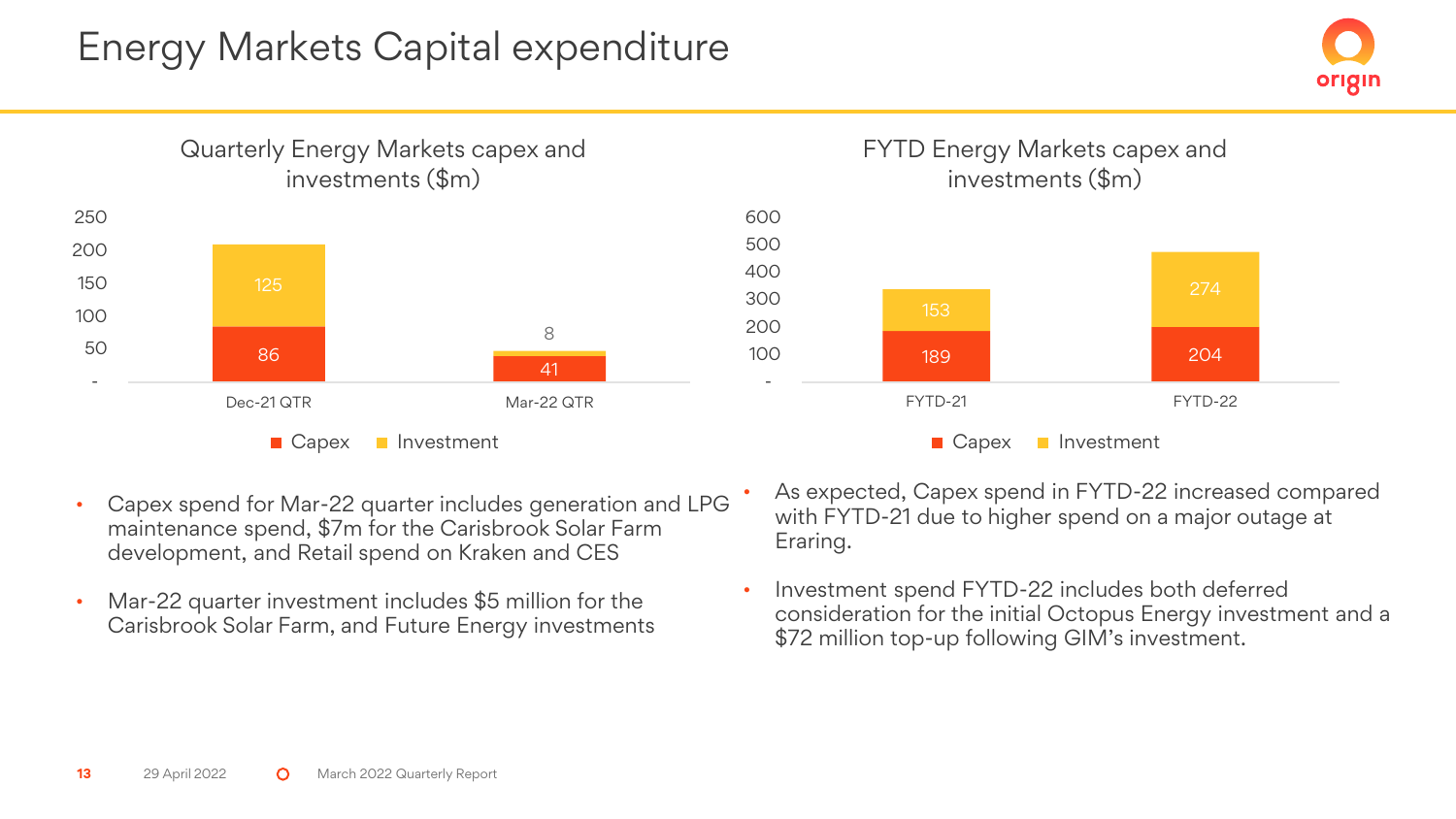# Energy Markets Capital expenditure

### Quarterly Energy Markets capex and investments ($m)

| | Capex | Investment |
|---|---|---|
| Dec-21 QTR | 86 | 125 |
| Mar-22 QTR | 41 | 8 |

### FYTD Energy Markets capex and investments ($m)

| | Capex | Investment |
|---|---|---|
| FYTD-21 | 189 | 153 |
| FYTD-22 | 204 | 274 |

- Capex spend for Mar-22 quarter includes generation and LPG maintenance spend, $7m for the Carisbrook Solar Farm development, and Retail spend on Kraken and CES
- Mar-22 quarter investment includes $5 million for the Carisbrook Solar Farm, and Future Energy investments

- As expected, Capex spend in FYTD-22 increased compared with FYTD-21 due to higher spend on a major outage at Eraring.
- Investment spend FYTD-22 includes both deferred consideration for the initial Octopus Energy investment and a $72 million top-up following GIM's investment.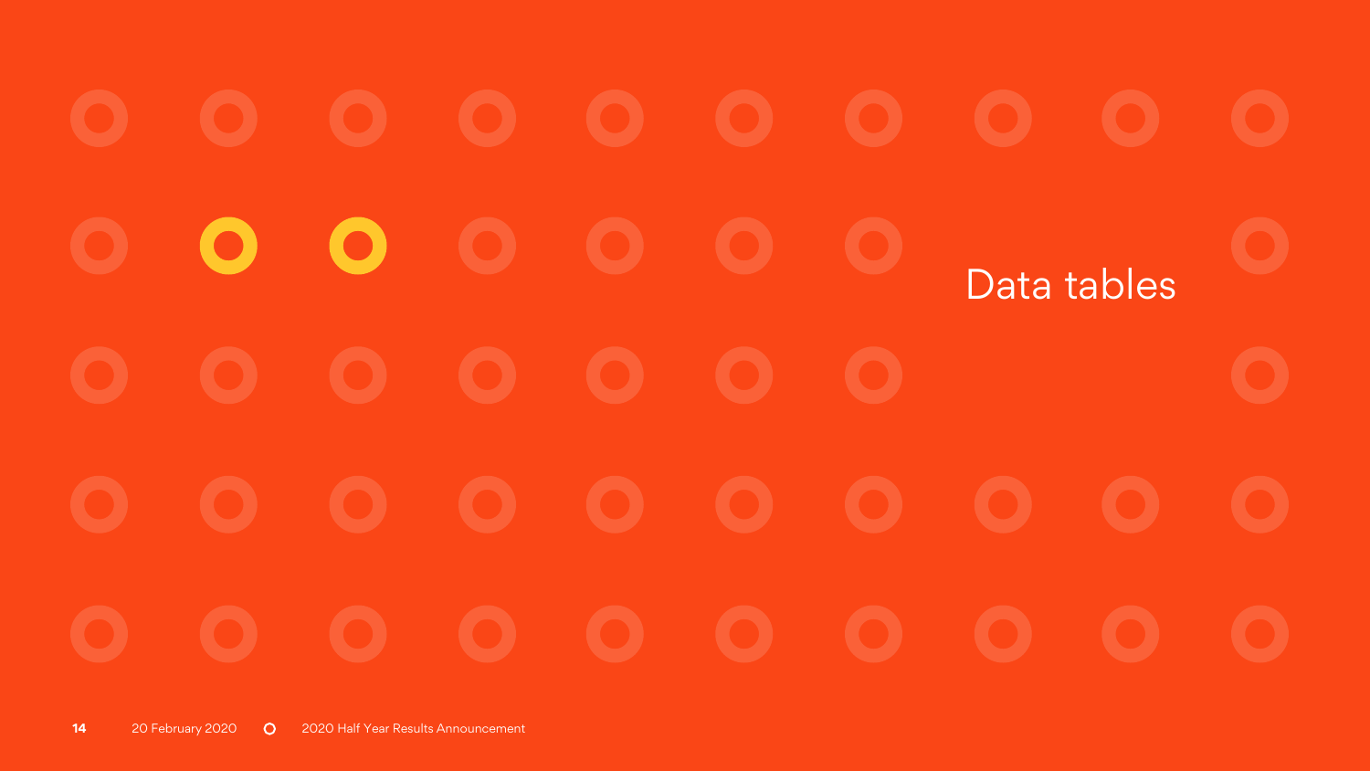# Data tables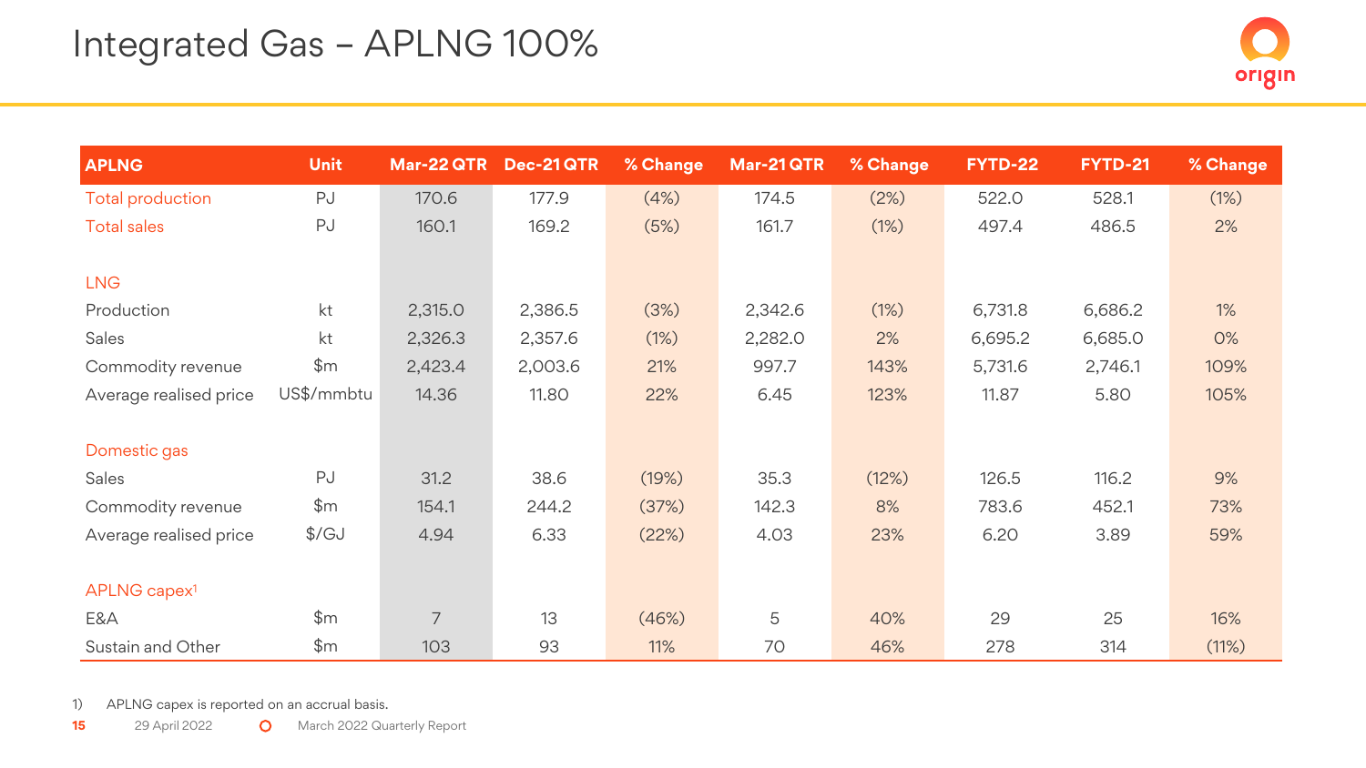# Integrated Gas – APLNG 100%

| APLNG | Unit | Mar-22 QTR | Dec-21 QTR | % Change | Mar-21 QTR | % Change | FYTD-22 | FYTD-21 | % Change |
|---|---|---|---|---|---|---|---|---|---|
| Total production | PJ | 170.6 | 177.9 | (4%) | 174.5 | (2%) | 522.0 | 528.1 | (1%) |
| Total sales | PJ | 160.1 | 169.2 | (5%) | 161.7 | (1%) | 497.4 | 486.5 | 2% |
| **LNG** | | | | | | | | | |
| Production | kt | 2,315.0 | 2,386.5 | (3%) | 2,342.6 | (1%) | 6,731.8 | 6,686.2 | 1% |
| Sales | kt | 2,326.3 | 2,357.6 | (1%) | 2,282.0 | 2% | 6,695.2 | 6,685.0 | 0% |
| Commodity revenue | $m | 2,423.4 | 2,003.6 | 21% | 997.7 | 143% | 5,731.6 | 2,746.1 | 109% |
| Average realised price | US$/mmbtu | 14.36 | 11.80 | 22% | 6.45 | 123% | 11.87 | 5.80 | 105% |
| **Domestic gas** | | | | | | | | | |
| Sales | PJ | 31.2 | 38.6 | (19%) | 35.3 | (12%) | 126.5 | 116.2 | 9% |
| Commodity revenue | $m | 154.1 | 244.2 | (37%) | 142.3 | 8% | 783.6 | 452.1 | 73% |
| Average realised price | $/GJ | 4.94 | 6.33 | (22%) | 4.03 | 23% | 6.20 | 3.89 | 59% |
| **APLNG capex[1]** | | | | | | | | | |
| E&A | $m | 7 | 13 | (46%) | 5 | 40% | 29 | 25 | 16% |
| Sustain and Other | $m | 103 | 93 | 11% | 70 | 46% | 278 | 314 | (11%) |

1) APLNG capex is reported on an accrual basis.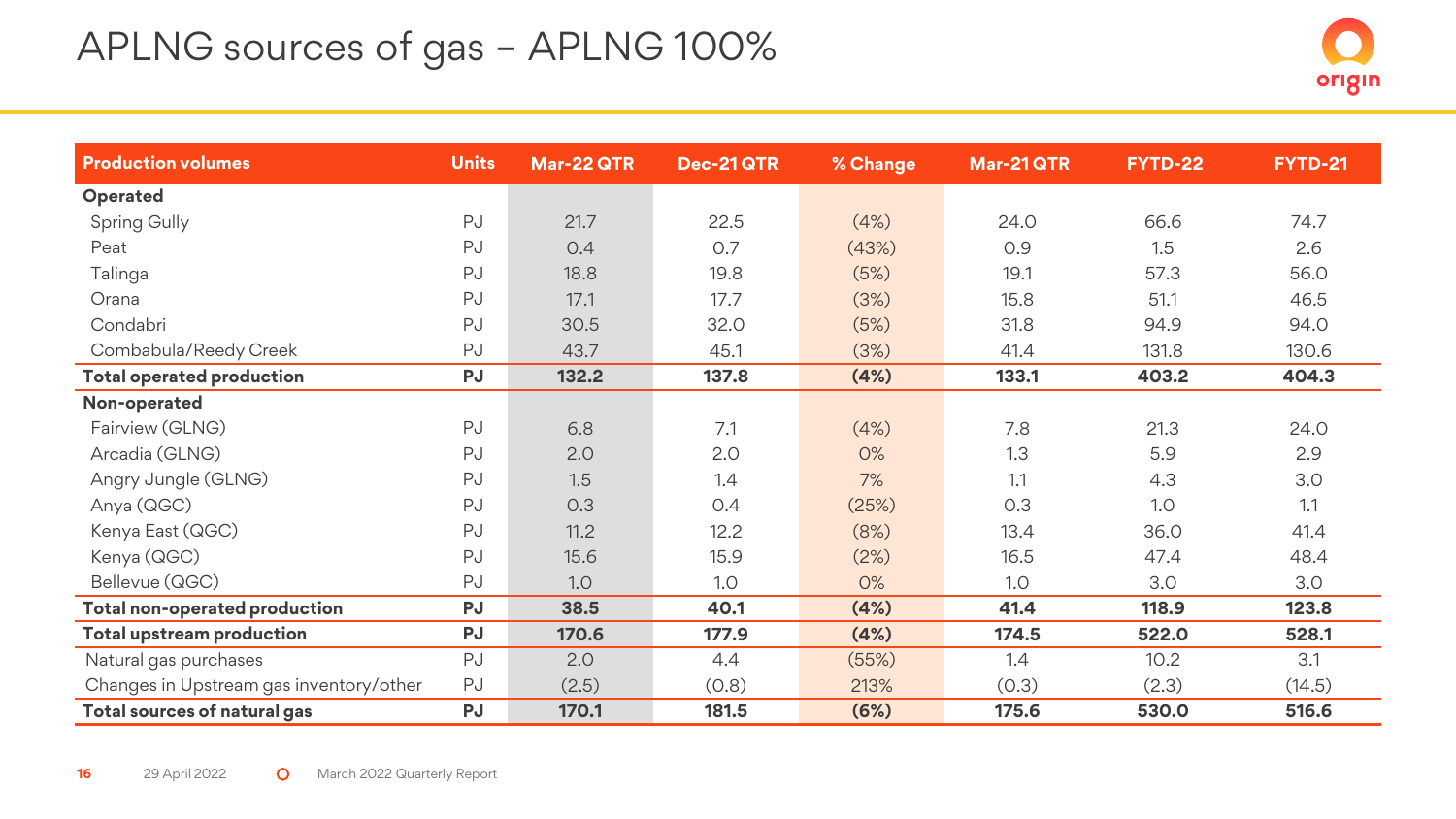# APLNG sources of gas – APLNG 100%

| Production volumes | Units | Mar-22 QTR | Dec-21 QTR | % Change | Mar-21 QTR | FYTD-22 | FYTD-21 |
|---|---|---|---|---|---|---|---|
| **Operated** | | | | | | | |
| Spring Gully | PJ | 21.7 | 22.5 | (4%) | 24.0 | 66.6 | 74.7 |
| Peat | PJ | 0.4 | 0.7 | (43%) | 0.9 | 1.5 | 2.6 |
| Talinga | PJ | 18.8 | 19.8 | (5%) | 19.1 | 57.3 | 56.0 |
| Orana | PJ | 17.1 | 17.7 | (3%) | 15.8 | 51.1 | 46.5 |
| Condabri | PJ | 30.5 | 32.0 | (5%) | 31.8 | 94.9 | 94.0 |
| Combabula/Reedy Creek | PJ | 43.7 | 45.1 | (3%) | 41.4 | 131.8 | 130.6 |
| **Total operated production** | **PJ** | **132.2** | **137.8** | **(4%)** | **133.1** | **403.2** | **404.3** |
| **Non-operated** | | | | | | | |
| Fairview (GLNG) | PJ | 6.8 | 7.1 | (4%) | 7.8 | 21.3 | 24.0 |
| Arcadia (GLNG) | PJ | 2.0 | 2.0 | 0% | 1.3 | 5.9 | 2.9 |
| Angry Jungle (GLNG) | PJ | 1.5 | 1.4 | 7% | 1.1 | 4.3 | 3.0 |
| Anya (QGC) | PJ | 0.3 | 0.4 | (25%) | 0.3 | 1.0 | 1.1 |
| Kenya East (QGC) | PJ | 11.2 | 12.2 | (8%) | 13.4 | 36.0 | 41.4 |
| Kenya (QGC) | PJ | 15.6 | 15.9 | (2%) | 16.5 | 47.4 | 48.4 |
| Bellevue (QGC) | PJ | 1.0 | 1.0 | 0% | 1.0 | 3.0 | 3.0 |
| **Total non-operated production** | **PJ** | **38.5** | **40.1** | **(4%)** | **41.4** | **118.9** | **123.8** |
| **Total upstream production** | **PJ** | **170.6** | **177.9** | **(4%)** | **174.5** | **522.0** | **528.1** |
| Natural gas purchases | PJ | 2.0 | 4.4 | (55%) | 1.4 | 10.2 | 3.1 |
| Changes in Upstream gas inventory/other | PJ | (2.5) | (0.8) | 213% | (0.3) | (2.3) | (14.5) |
| **Total sources of natural gas** | **PJ** | **170.1** | **181.5** | **(6%)** | **175.6** | **530.0** | **516.6** |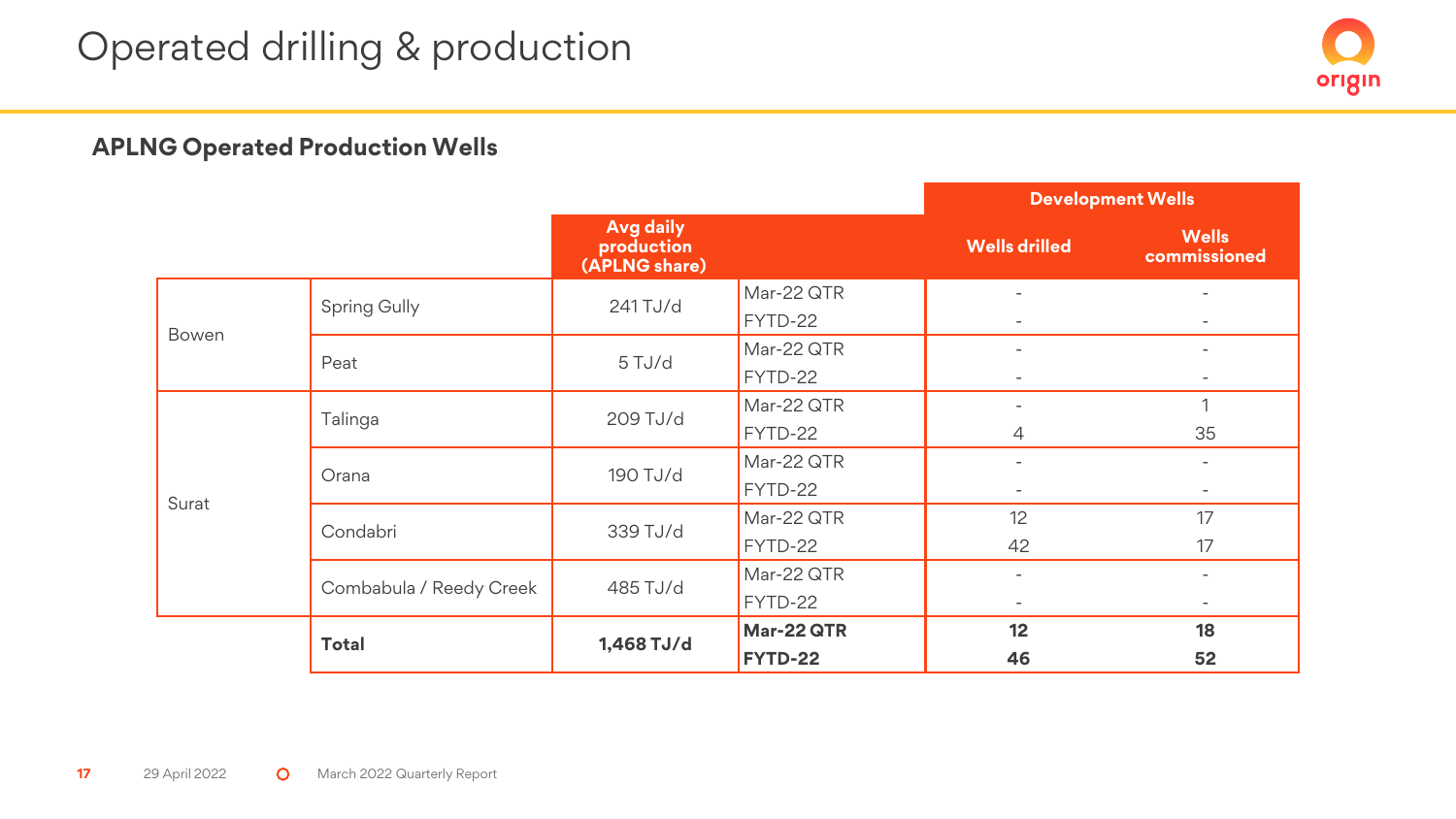# Operated drilling & production

## APLNG Operated Production Wells

| | | Avg daily production (APLNG share) | | Development Wells | |
|---|---|---|---|---|---|
| | | | | Wells drilled | Wells commissioned |
| Bowen | Spring Gully | 241 TJ/d | Mar-22 QTR | - | - |
| | | | FYTD-22 | - | - |
| | Peat | 5 TJ/d | Mar-22 QTR | - | - |
| | | | FYTD-22 | - | - |
| Surat | Talinga | 209 TJ/d | Mar-22 QTR | - | 1 |
| | | | FYTD-22 | 4 | 35 |
| | Orana | 190 TJ/d | Mar-22 QTR | - | - |
| | | | FYTD-22 | - | - |
| | Condabri | 339 TJ/d | Mar-22 QTR | 12 | 17 |
| | | | FYTD-22 | 42 | 17 |
| | Combabula / Reedy Creek | 485 TJ/d | Mar-22 QTR | - | - |
| | | | FYTD-22 | - | - |
| | **Total** | **1,468 TJ/d** | **Mar-22 QTR** | **12** | **18** |
| | | | **FYTD-22** | **46** | **52** |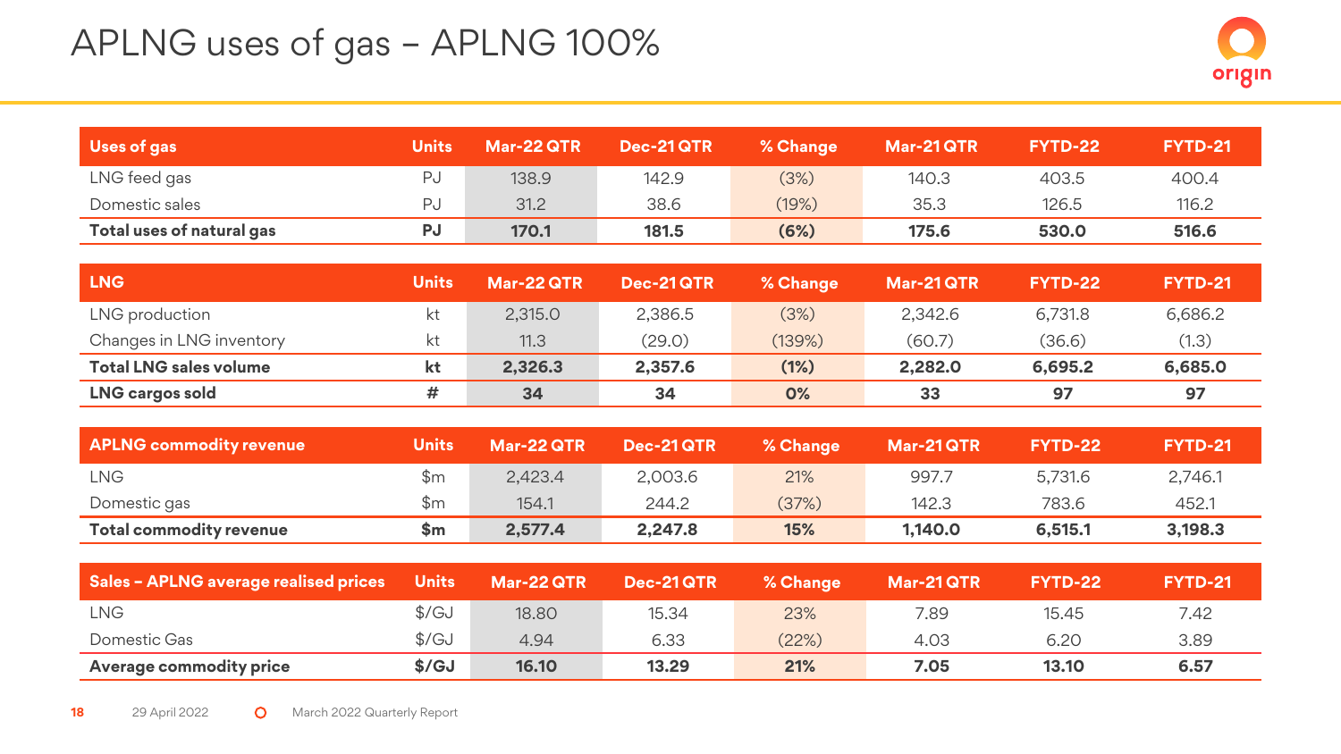# APLNG uses of gas – APLNG 100%

| Uses of gas | Units | Mar-22 QTR | Dec-21 QTR | % Change | Mar-21 QTR | FYTD-22 | FYTD-21 |
|---|---|---|---|---|---|---|---|
| LNG feed gas | PJ | 138.9 | 142.9 | (3%) | 140.3 | 403.5 | 400.4 |
| Domestic sales | PJ | 31.2 | 38.6 | (19%) | 35.3 | 126.5 | 116.2 |
| **Total uses of natural gas** | **PJ** | **170.1** | **181.5** | **(6%)** | **175.6** | **530.0** | **516.6** |

| LNG | Units | Mar-22 QTR | Dec-21 QTR | % Change | Mar-21 QTR | FYTD-22 | FYTD-21 |
|---|---|---|---|---|---|---|---|
| LNG production | kt | 2,315.0 | 2,386.5 | (3%) | 2,342.6 | 6,731.8 | 6,686.2 |
| Changes in LNG inventory | kt | 11.3 | (29.0) | (139%) | (60.7) | (36.6) | (1.3) |
| **Total LNG sales volume** | **kt** | **2,326.3** | **2,357.6** | **(1%)** | **2,282.0** | **6,695.2** | **6,685.0** |
| **LNG cargos sold** | **#** | **34** | **34** | **0%** | **33** | **97** | **97** |

| APLNG commodity revenue | Units | Mar-22 QTR | Dec-21 QTR | % Change | Mar-21 QTR | FYTD-22 | FYTD-21 |
|---|---|---|---|---|---|---|---|
| LNG | $m | 2,423.4 | 2,003.6 | 21% | 997.7 | 5,731.6 | 2,746.1 |
| Domestic gas | $m | 154.1 | 244.2 | (37%) | 142.3 | 783.6 | 452.1 |
| **Total commodity revenue** | **$m** | **2,577.4** | **2,247.8** | **15%** | **1,140.0** | **6,515.1** | **3,198.3** |

| Sales – APLNG average realised prices | Units | Mar-22 QTR | Dec-21 QTR | % Change | Mar-21 QTR | FYTD-22 | FYTD-21 |
|---|---|---|---|---|---|---|---|
| LNG | $/GJ | 18.80 | 15.34 | 23% | 7.89 | 15.45 | 7.42 |
| Domestic Gas | $/GJ | 4.94 | 6.33 | (22%) | 4.03 | 6.20 | 3.89 |
| **Average commodity price** | **$/GJ** | **16.10** | **13.29** | **21%** | **7.05** | **13.10** | **6.57** |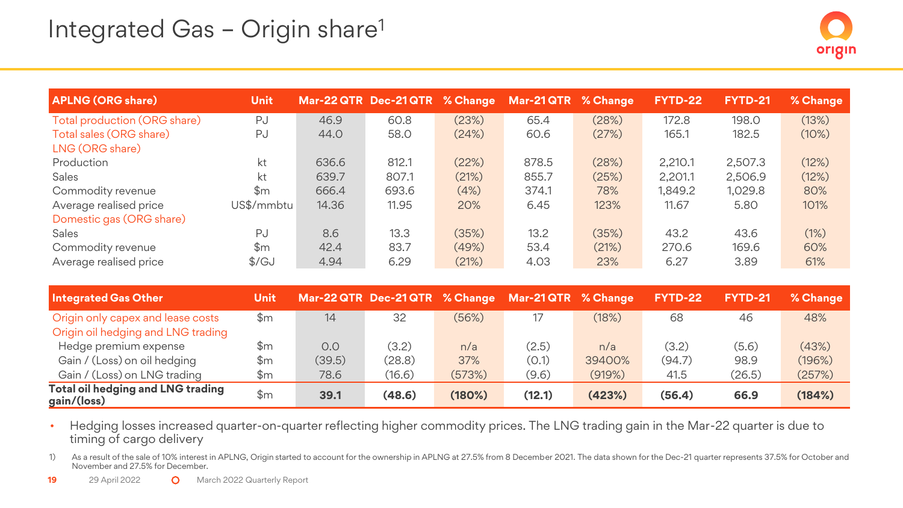# Integrated Gas – Origin share[1]

| APLNG (ORG share) | Unit | Mar-22 QTR | Dec-21 QTR | % Change | Mar-21 QTR | % Change | FYTD-22 | FYTD-21 | % Change |
|---|---|---|---|---|---|---|---|---|---|
| Total production (ORG share) | PJ | 46.9 | 60.8 | (23%) | 65.4 | (28%) | 172.8 | 198.0 | (13%) |
| Total sales (ORG share) | PJ | 44.0 | 58.0 | (24%) | 60.6 | (27%) | 165.1 | 182.5 | (10%) |
| LNG (ORG share) | | | | | | | | | |
| Production | kt | 636.6 | 812.1 | (22%) | 878.5 | (28%) | 2,210.1 | 2,507.3 | (12%) |
| Sales | kt | 639.7 | 807.1 | (21%) | 855.7 | (25%) | 2,201.1 | 2,506.9 | (12%) |
| Commodity revenue | $m | 666.4 | 693.6 | (4%) | 374.1 | 78% | 1,849.2 | 1,029.8 | 80% |
| Average realised price | US$/mmbtu | 14.36 | 11.95 | 20% | 6.45 | 123% | 11.67 | 5.80 | 101% |
| Domestic gas (ORG share) | | | | | | | | | |
| Sales | PJ | 8.6 | 13.3 | (35%) | 13.2 | (35%) | 43.2 | 43.6 | (1%) |
| Commodity revenue | $m | 42.4 | 83.7 | (49%) | 53.4 | (21%) | 270.6 | 169.6 | 60% |
| Average realised price | $/GJ | 4.94 | 6.29 | (21%) | 4.03 | 23% | 6.27 | 3.89 | 61% |

| Integrated Gas Other | Unit | Mar-22 QTR | Dec-21 QTR | % Change | Mar-21 QTR | % Change | FYTD-22 | FYTD-21 | % Change |
|---|---|---|---|---|---|---|---|---|---|
| Origin only capex and lease costs | $m | 14 | 32 | (56%) | 17 | (18%) | 68 | 46 | 48% |
| Origin oil hedging and LNG trading | | | | | | | | | |
| Hedge premium expense | $m | 0.0 | (3.2) | n/a | (2.5) | n/a | (3.2) | (5.6) | (43%) |
| Gain / (Loss) on oil hedging | $m | (39.5) | (28.8) | 37% | (0.1) | 39400% | (94.7) | 98.9 | (196%) |
| Gain / (Loss) on LNG trading | $m | 78.6 | (16.6) | (573%) | (9.6) | (919%) | 41.5 | (26.5) | (257%) |
| **Total oil hedging and LNG trading gain/(loss)** | $m | **39.1** | **(48.6)** | **(180%)** | **(12.1)** | **(423%)** | **(56.4)** | **66.9** | **(184%)** |

- Hedging losses increased quarter-on-quarter reflecting higher commodity prices. The LNG trading gain in the Mar-22 quarter is due to timing of cargo delivery

1) As a result of the sale of 10% interest in APLNG, Origin started to account for the ownership in APLNG at 27.5% from 8 December 2021. The data shown for the Dec-21 quarter represents 37.5% for October and November and 27.5% for December.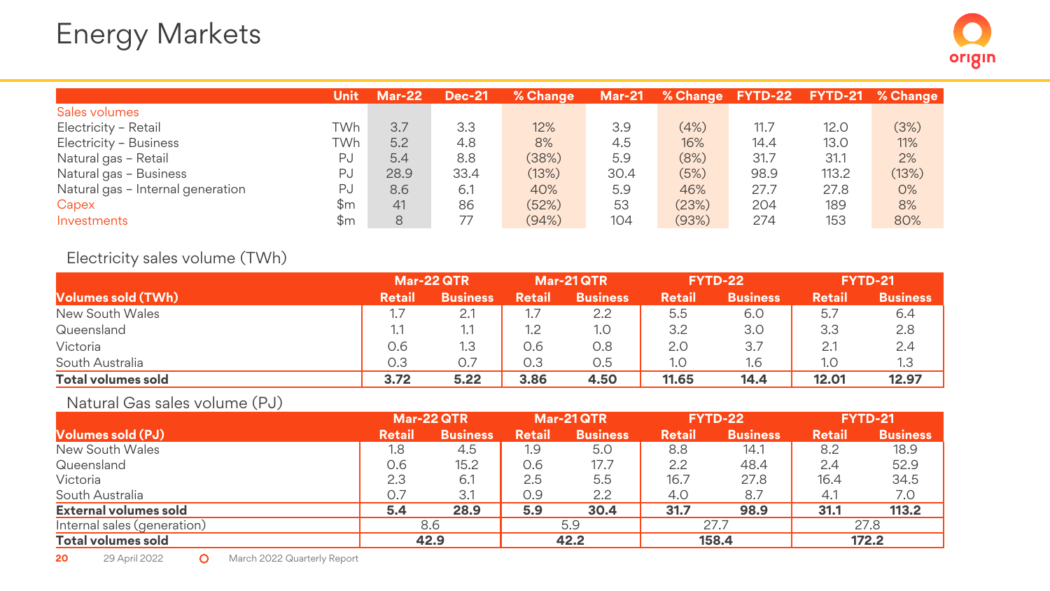# Energy Markets

| | Unit | Mar-22 | Dec-21 | % Change | Mar-21 | % Change | FYTD-22 | FYTD-21 | % Change |
|---|---|---|---|---|---|---|---|---|---|
| Sales volumes | | | | | | | | | |
| Electricity – Retail | TWh | 3.7 | 3.3 | 12% | 3.9 | (4%) | 11.7 | 12.0 | (3%) |
| Electricity – Business | TWh | 5.2 | 4.8 | 8% | 4.5 | 16% | 14.4 | 13.0 | 11% |
| Natural gas – Retail | PJ | 5.4 | 8.8 | (38%) | 5.9 | (8%) | 31.7 | 31.1 | 2% |
| Natural gas – Business | PJ | 28.9 | 33.4 | (13%) | 30.4 | (5%) | 98.9 | 113.2 | (13%) |
| Natural gas – Internal generation | PJ | 8.6 | 6.1 | 40% | 5.9 | 46% | 27.7 | 27.8 | 0% |
| Capex | $m | 41 | 86 | (52%) | 53 | (23%) | 204 | 189 | 8% |
| Investments | $m | 8 | 77 | (94%) | 104 | (93%) | 274 | 153 | 80% |

## Electricity sales volume (TWh)

| | Mar-22 QTR | | Mar-21 QTR | | FYTD-22 | | FYTD-21 | |
|---|---|---|---|---|---|---|---|---|
| **Volumes sold (TWh)** | **Retail** | **Business** | **Retail** | **Business** | **Retail** | **Business** | **Retail** | **Business** |
| New South Wales | 1.7 | 2.1 | 1.7 | 2.2 | 5.5 | 6.0 | 5.7 | 6.4 |
| Queensland | 1.1 | 1.1 | 1.2 | 1.0 | 3.2 | 3.0 | 3.3 | 2.8 |
| Victoria | 0.6 | 1.3 | 0.6 | 0.8 | 2.0 | 3.7 | 2.1 | 2.4 |
| South Australia | 0.3 | 0.7 | 0.3 | 0.5 | 1.0 | 1.6 | 1.0 | 1.3 |
| **Total volumes sold** | **3.72** | **5.22** | **3.86** | **4.50** | **11.65** | **14.4** | **12.01** | **12.97** |

## Natural Gas sales volume (PJ)

| | Mar-22 QTR | | Mar-21 QTR | | FYTD-22 | | FYTD-21 | |
|---|---|---|---|---|---|---|---|---|
| **Volumes sold (PJ)** | **Retail** | **Business** | **Retail** | **Business** | **Retail** | **Business** | **Retail** | **Business** |
| New South Wales | 1.8 | 4.5 | 1.9 | 5.0 | 8.8 | 14.1 | 8.2 | 18.9 |
| Queensland | 0.6 | 15.2 | 0.6 | 17.7 | 2.2 | 48.4 | 2.4 | 52.9 |
| Victoria | 2.3 | 6.1 | 2.5 | 5.5 | 16.7 | 27.8 | 16.4 | 34.5 |
| South Australia | 0.7 | 3.1 | 0.9 | 2.2 | 4.0 | 8.7 | 4.1 | 7.0 |
| **External volumes sold** | **5.4** | **28.9** | **5.9** | **30.4** | **31.7** | **98.9** | **31.1** | **113.2** |
| Internal sales (generation) | 8.6 | | 5.9 | | 27.7 | | 27.8 | |
| **Total volumes sold** | **42.9** | | **42.2** | | **158.4** | | **172.2** | |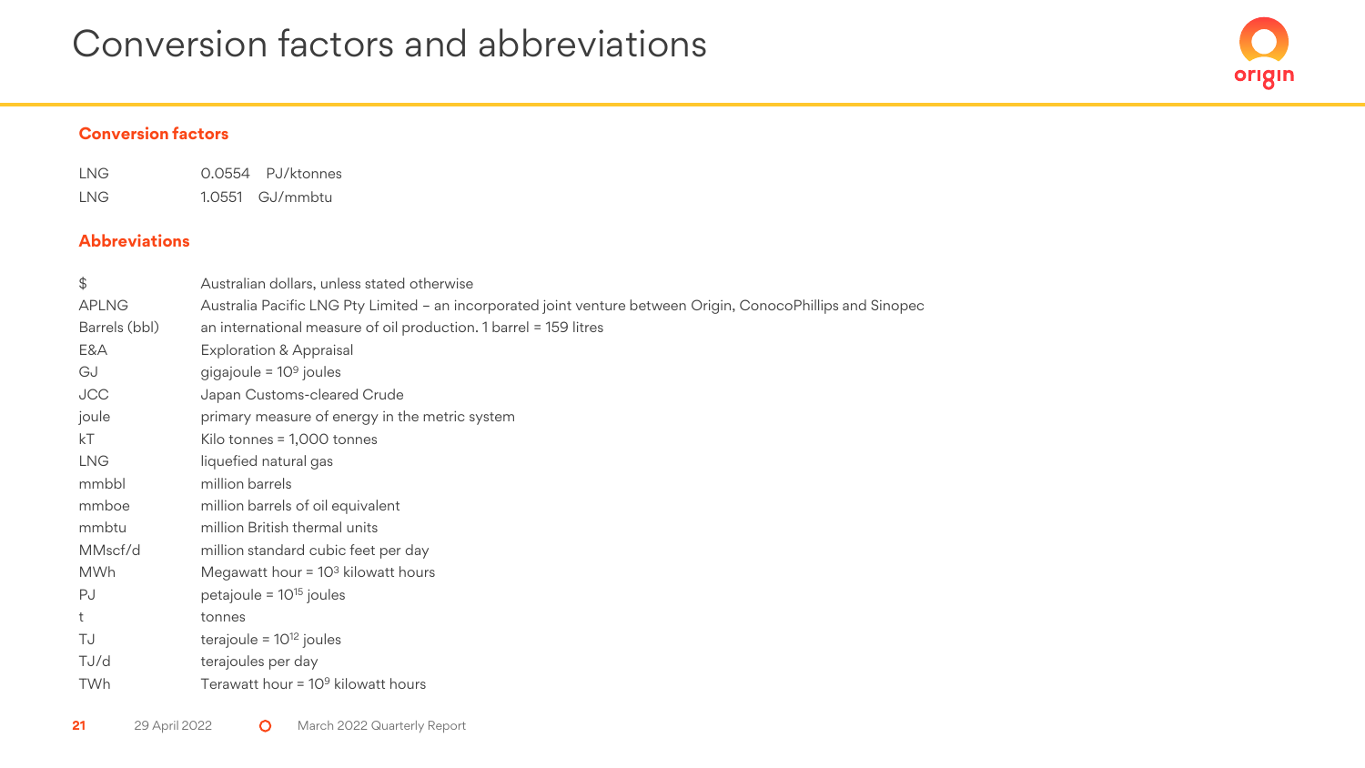# Conversion factors and abbreviations

## Conversion factors

| | |
|---|---|
| LNG | 0.0554 PJ/ktonnes |
| LNG | 1.0551 GJ/mmbtu |

## Abbreviations

| | |
|---|---|
| $ | Australian dollars, unless stated otherwise |
| APLNG | Australia Pacific LNG Pty Limited – an incorporated joint venture between Origin, ConocoPhillips and Sinopec |
| Barrels (bbl) | an international measure of oil production. 1 barrel = 159 litres |
| E&A | Exploration & Appraisal |
| GJ | gigajoule = $10^9$ joules |
| JCC | Japan Customs-cleared Crude |
| joule | primary measure of energy in the metric system |
| kT | Kilo tonnes = 1,000 tonnes |
| LNG | liquefied natural gas |
| mmbbl | million barrels |
| mmboe | million barrels of oil equivalent |
| mmbtu | million British thermal units |
| MMscf/d | million standard cubic feet per day |
| MWh | Megawatt hour = $10^3$ kilowatt hours |
| PJ | petajoule = $10^{15}$ joules |
| t | tonnes |
| TJ | terajoule = $10^{12}$ joules |
| TJ/d | terajoules per day |
| TWh | Terawatt hour = $10^9$ kilowatt hours |